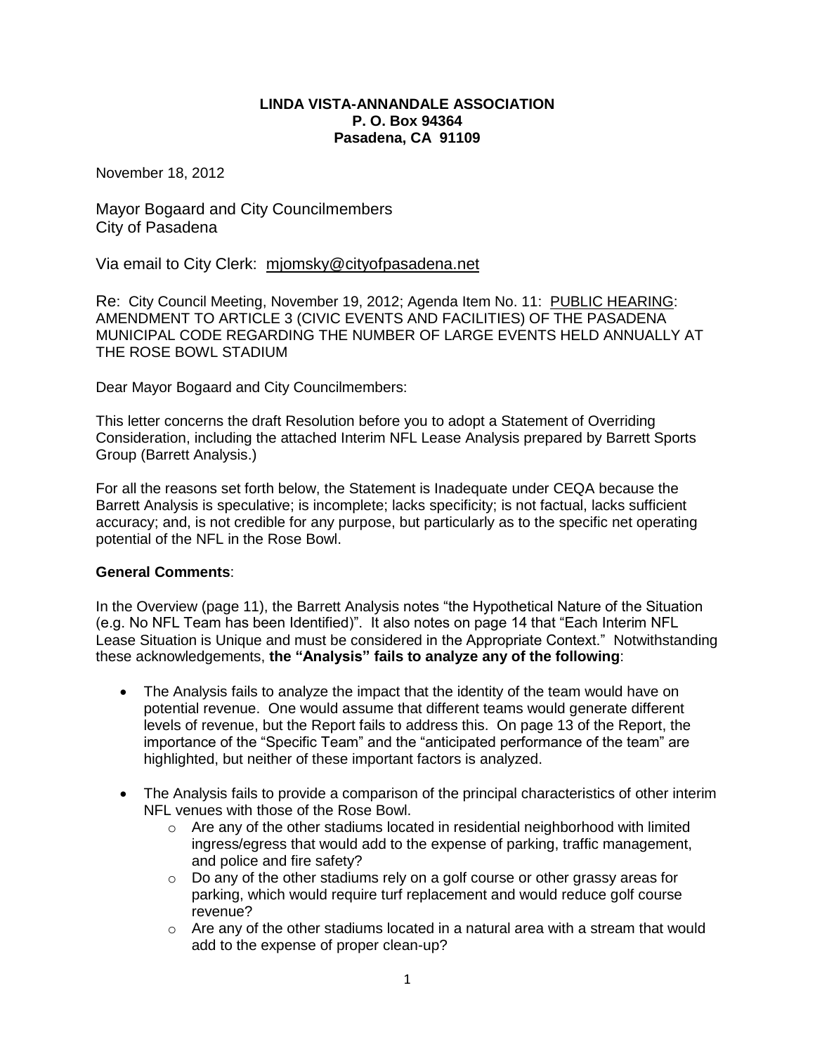**LINDA VISTA-ANNANDALE ASSOCIATION**
**P. O. Box 94364**
**Pasadena, CA 91109**

November 18, 2012

Mayor Bogaard and City Councilmembers
City of Pasadena

Via email to City Clerk: mjomsky@cityofpasadena.net

Re: City Council Meeting, November 19, 2012; Agenda Item No. 11: PUBLIC HEARING: AMENDMENT TO ARTICLE 3 (CIVIC EVENTS AND FACILITIES) OF THE PASADENA MUNICIPAL CODE REGARDING THE NUMBER OF LARGE EVENTS HELD ANNUALLY AT THE ROSE BOWL STADIUM

Dear Mayor Bogaard and City Councilmembers:

This letter concerns the draft Resolution before you to adopt a Statement of Overriding Consideration, including the attached Interim NFL Lease Analysis prepared by Barrett Sports Group (Barrett Analysis.)

For all the reasons set forth below, the Statement is Inadequate under CEQA because the Barrett Analysis is speculative; is incomplete; lacks specificity; is not factual, lacks sufficient accuracy; and, is not credible for any purpose, but particularly as to the specific net operating potential of the NFL in the Rose Bowl.

**General Comments**:

In the Overview (page 11), the Barrett Analysis notes "the Hypothetical Nature of the Situation (e.g. No NFL Team has been Identified)". It also notes on page 14 that "Each Interim NFL Lease Situation is Unique and must be considered in the Appropriate Context." Notwithstanding these acknowledgements, **the "Analysis" fails to analyze any of the following**:

- The Analysis fails to analyze the impact that the identity of the team would have on potential revenue. One would assume that different teams would generate different levels of revenue, but the Report fails to address this. On page 13 of the Report, the importance of the "Specific Team" and the "anticipated performance of the team" are highlighted, but neither of these important factors is analyzed.
- The Analysis fails to provide a comparison of the principal characteristics of other interim NFL venues with those of the Rose Bowl.
  - Are any of the other stadiums located in residential neighborhood with limited ingress/egress that would add to the expense of parking, traffic management, and police and fire safety?
  - Do any of the other stadiums rely on a golf course or other grassy areas for parking, which would require turf replacement and would reduce golf course revenue?
  - Are any of the other stadiums located in a natural area with a stream that would add to the expense of proper clean-up?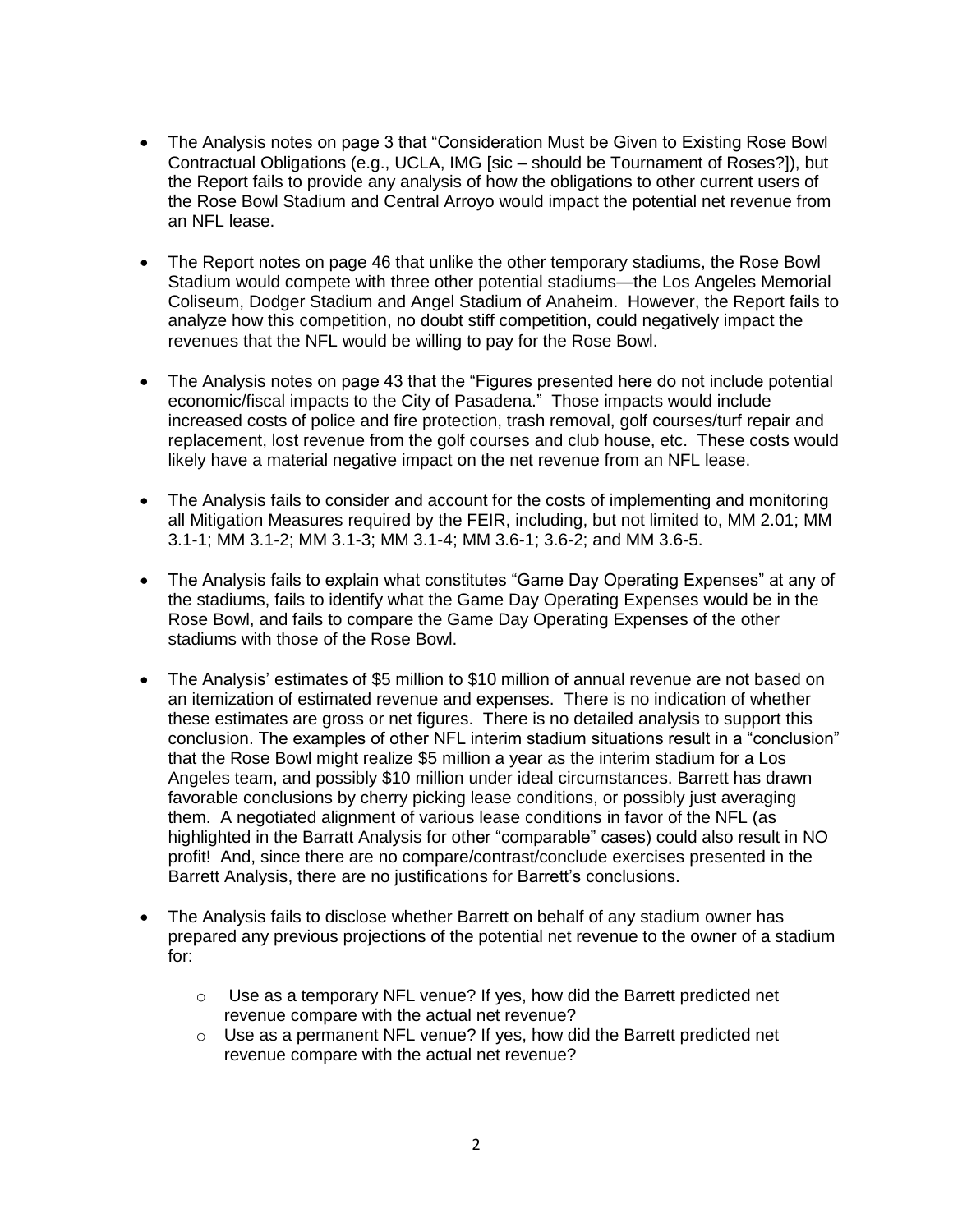- The Analysis notes on page 3 that "Consideration Must be Given to Existing Rose Bowl Contractual Obligations (e.g., UCLA, IMG [sic – should be Tournament of Roses?]), but the Report fails to provide any analysis of how the obligations to other current users of the Rose Bowl Stadium and Central Arroyo would impact the potential net revenue from an NFL lease.

- The Report notes on page 46 that unlike the other temporary stadiums, the Rose Bowl Stadium would compete with three other potential stadiums—the Los Angeles Memorial Coliseum, Dodger Stadium and Angel Stadium of Anaheim. However, the Report fails to analyze how this competition, no doubt stiff competition, could negatively impact the revenues that the NFL would be willing to pay for the Rose Bowl.

- The Analysis notes on page 43 that the "Figures presented here do not include potential economic/fiscal impacts to the City of Pasadena." Those impacts would include increased costs of police and fire protection, trash removal, golf courses/turf repair and replacement, lost revenue from the golf courses and club house, etc. These costs would likely have a material negative impact on the net revenue from an NFL lease.

- The Analysis fails to consider and account for the costs of implementing and monitoring all Mitigation Measures required by the FEIR, including, but not limited to, MM 2.01; MM 3.1-1; MM 3.1-2; MM 3.1-3; MM 3.1-4; MM 3.6-1; 3.6-2; and MM 3.6-5.

- The Analysis fails to explain what constitutes "Game Day Operating Expenses" at any of the stadiums, fails to identify what the Game Day Operating Expenses would be in the Rose Bowl, and fails to compare the Game Day Operating Expenses of the other stadiums with those of the Rose Bowl.

- The Analysis' estimates of $5 million to $10 million of annual revenue are not based on an itemization of estimated revenue and expenses. There is no indication of whether these estimates are gross or net figures. There is no detailed analysis to support this conclusion. The examples of other NFL interim stadium situations result in a "conclusion" that the Rose Bowl might realize $5 million a year as the interim stadium for a Los Angeles team, and possibly $10 million under ideal circumstances. Barrett has drawn favorable conclusions by cherry picking lease conditions, or possibly just averaging them. A negotiated alignment of various lease conditions in favor of the NFL (as highlighted in the Barratt Analysis for other "comparable" cases) could also result in NO profit! And, since there are no compare/contrast/conclude exercises presented in the Barrett Analysis, there are no justifications for Barrett's conclusions.

- The Analysis fails to disclose whether Barrett on behalf of any stadium owner has prepared any previous projections of the potential net revenue to the owner of a stadium for:

    - Use as a temporary NFL venue? If yes, how did the Barrett predicted net revenue compare with the actual net revenue?
    - Use as a permanent NFL venue? If yes, how did the Barrett predicted net revenue compare with the actual net revenue?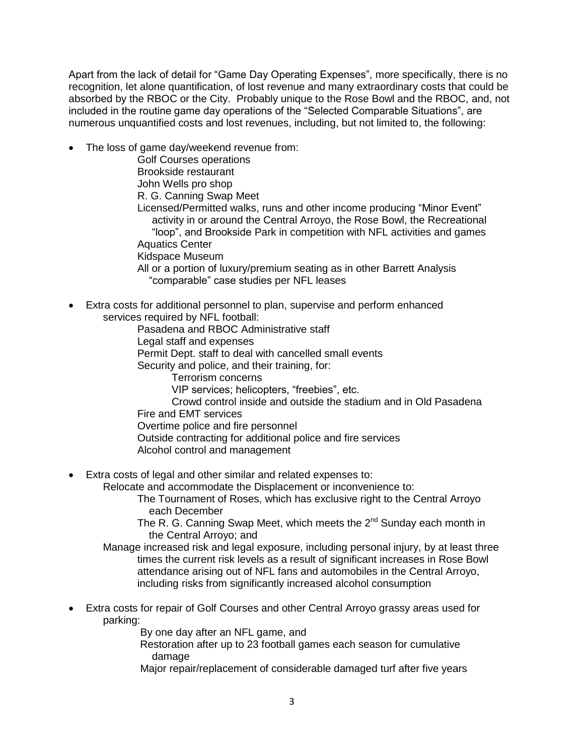Apart from the lack of detail for "Game Day Operating Expenses", more specifically, there is no recognition, let alone quantification, of lost revenue and many extraordinary costs that could be absorbed by the RBOC or the City. Probably unique to the Rose Bowl and the RBOC, and, not included in the routine game day operations of the "Selected Comparable Situations", are numerous unquantified costs and lost revenues, including, but not limited to, the following:

- The loss of game day/weekend revenue from:
  - Golf Courses operations
  - Brookside restaurant
  - John Wells pro shop
  - R. G. Canning Swap Meet
  - Licensed/Permitted walks, runs and other income producing "Minor Event" activity in or around the Central Arroyo, the Rose Bowl, the Recreational "loop", and Brookside Park in competition with NFL activities and games
  - Aquatics Center
  - Kidspace Museum
  - All or a portion of luxury/premium seating as in other Barrett Analysis "comparable" case studies per NFL leases

- Extra costs for additional personnel to plan, supervise and perform enhanced services required by NFL football:
  - Pasadena and RBOC Administrative staff
  - Legal staff and expenses
  - Permit Dept. staff to deal with cancelled small events
  - Security and police, and their training, for:
    - Terrorism concerns
    - VIP services; helicopters, "freebies", etc.
    - Crowd control inside and outside the stadium and in Old Pasadena
  - Fire and EMT services
  - Overtime police and fire personnel
  - Outside contracting for additional police and fire services
  - Alcohol control and management

- Extra costs of legal and other similar and related expenses to:
  - Relocate and accommodate the Displacement or inconvenience to:
    - The Tournament of Roses, which has exclusive right to the Central Arroyo each December
    - The R. G. Canning Swap Meet, which meets the 2nd Sunday each month in the Central Arroyo; and
  - Manage increased risk and legal exposure, including personal injury, by at least three times the current risk levels as a result of significant increases in Rose Bowl attendance arising out of NFL fans and automobiles in the Central Arroyo, including risks from significantly increased alcohol consumption

- Extra costs for repair of Golf Courses and other Central Arroyo grassy areas used for parking:
  - By one day after an NFL game, and
  - Restoration after up to 23 football games each season for cumulative damage
  - Major repair/replacement of considerable damaged turf after five years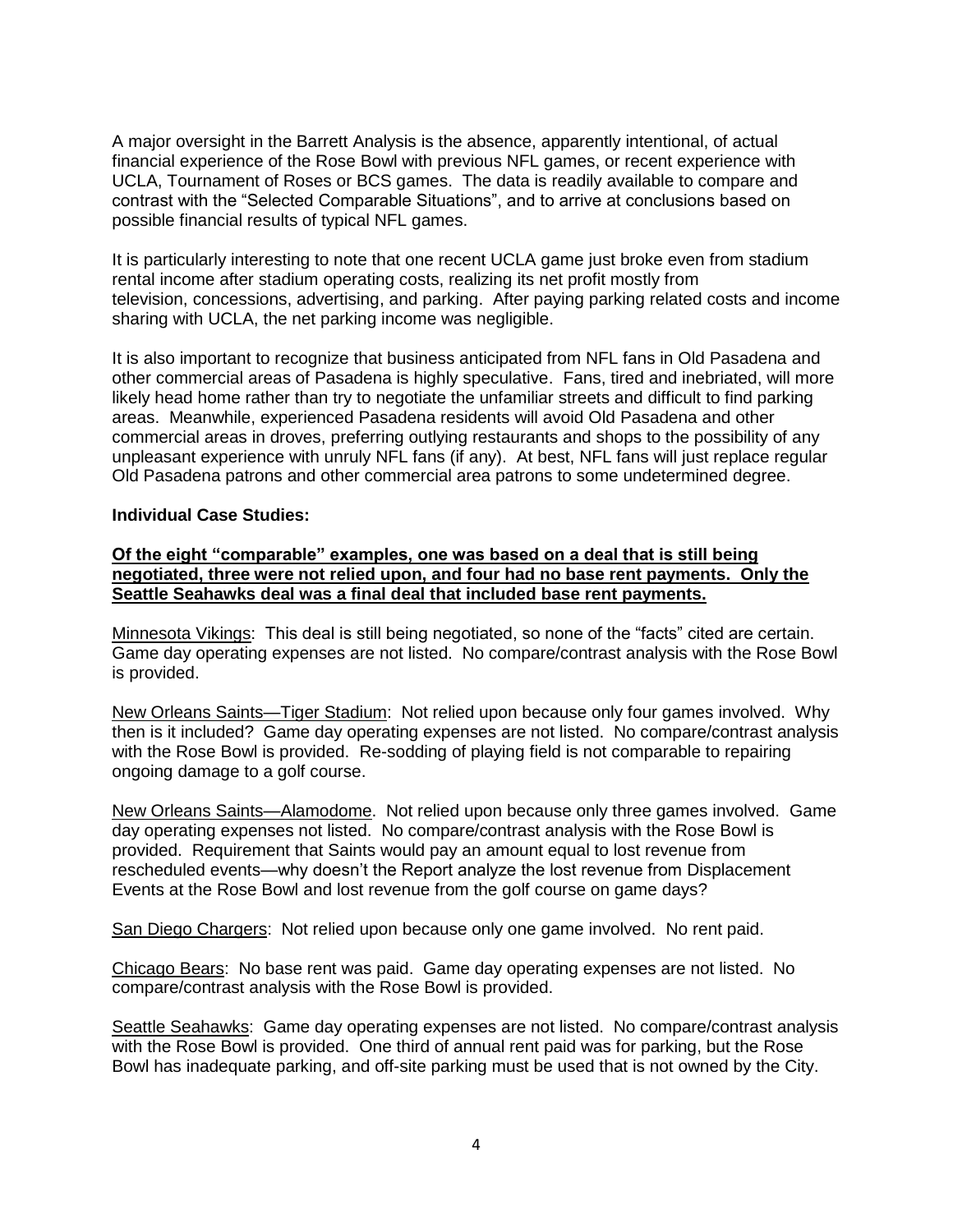A major oversight in the Barrett Analysis is the absence, apparently intentional, of actual financial experience of the Rose Bowl with previous NFL games, or recent experience with UCLA, Tournament of Roses or BCS games. The data is readily available to compare and contrast with the "Selected Comparable Situations", and to arrive at conclusions based on possible financial results of typical NFL games.

It is particularly interesting to note that one recent UCLA game just broke even from stadium rental income after stadium operating costs, realizing its net profit mostly from television, concessions, advertising, and parking. After paying parking related costs and income sharing with UCLA, the net parking income was negligible.

It is also important to recognize that business anticipated from NFL fans in Old Pasadena and other commercial areas of Pasadena is highly speculative. Fans, tired and inebriated, will more likely head home rather than try to negotiate the unfamiliar streets and difficult to find parking areas. Meanwhile, experienced Pasadena residents will avoid Old Pasadena and other commercial areas in droves, preferring outlying restaurants and shops to the possibility of any unpleasant experience with unruly NFL fans (if any). At best, NFL fans will just replace regular Old Pasadena patrons and other commercial area patrons to some undetermined degree.

**Individual Case Studies:**

<u>**Of the eight "comparable" examples, one was based on a deal that is still being negotiated, three were not relied upon, and four had no base rent payments. Only the Seattle Seahawks deal was a final deal that included base rent payments.**</u>

<u>Minnesota Vikings</u>: This deal is still being negotiated, so none of the "facts" cited are certain. Game day operating expenses are not listed. No compare/contrast analysis with the Rose Bowl is provided.

<u>New Orleans Saints—Tiger Stadium</u>: Not relied upon because only four games involved. Why then is it included? Game day operating expenses are not listed. No compare/contrast analysis with the Rose Bowl is provided. Re-sodding of playing field is not comparable to repairing ongoing damage to a golf course.

<u>New Orleans Saints—Alamodome</u>. Not relied upon because only three games involved. Game day operating expenses not listed. No compare/contrast analysis with the Rose Bowl is provided. Requirement that Saints would pay an amount equal to lost revenue from rescheduled events—why doesn't the Report analyze the lost revenue from Displacement Events at the Rose Bowl and lost revenue from the golf course on game days?

<u>San Diego Chargers</u>: Not relied upon because only one game involved. No rent paid.

<u>Chicago Bears</u>: No base rent was paid. Game day operating expenses are not listed. No compare/contrast analysis with the Rose Bowl is provided.

<u>Seattle Seahawks</u>: Game day operating expenses are not listed. No compare/contrast analysis with the Rose Bowl is provided. One third of annual rent paid was for parking, but the Rose Bowl has inadequate parking, and off-site parking must be used that is not owned by the City.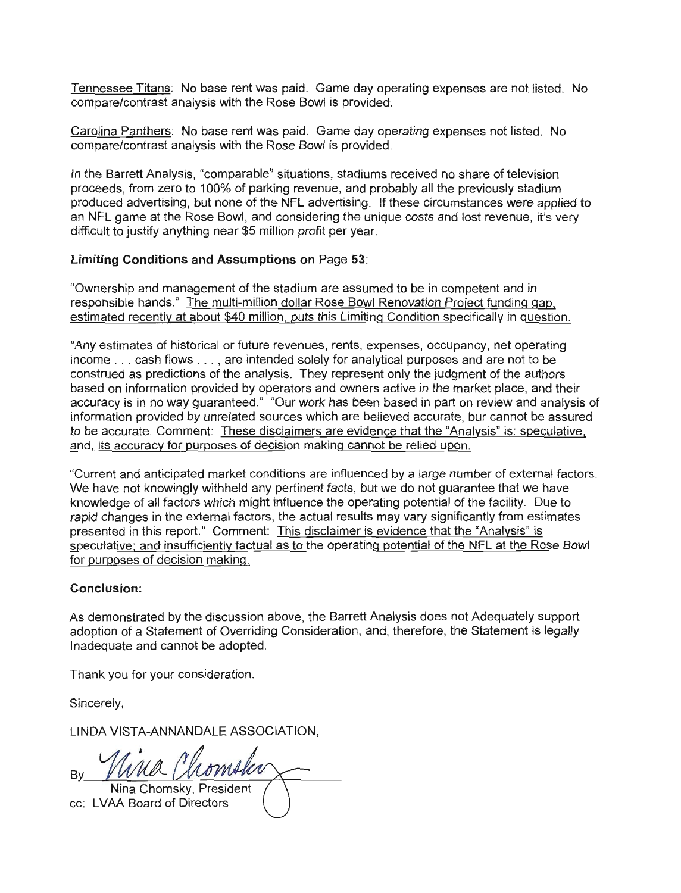Tennessee Titans: No base rent was paid. Game day operating expenses are not listed. No compare/contrast analysis with the Rose Bowl is provided.

Carolina Panthers: No base rent was paid. Game day operating expenses not listed. No compare/contrast analysis with the Rose Bowl is provided.

In the Barrett Analysis, "comparable" situations, stadiums received no share of television proceeds, from zero to 100% of parking revenue, and probably all the previously stadium produced advertising, but none of the NFL advertising. If these circumstances were applied to an NFL game at the Rose Bowl, and considering the unique costs and lost revenue, it's very difficult to justify anything near $5 million profit per year.

**Limiting Conditions and Assumptions on Page 53:**

"Ownership and management of the stadium are assumed to be in competent and in responsible hands." The multi-million dollar Rose Bowl Renovation Project funding gap, estimated recently at about $40 million, puts this Limiting Condition specifically in question.

"Any estimates of historical or future revenues, rents, expenses, occupancy, net operating income . . . cash flows . . . , are intended solely for analytical purposes and are not to be construed as predictions of the analysis. They represent only the judgment of the authors based on information provided by operators and owners active in the market place, and their accuracy is in no way guaranteed." "Our work has been based in part on review and analysis of information provided by unrelated sources which are believed accurate, bur cannot be assured to be accurate. Comment: These disclaimers are evidence that the "Analysis" is: speculative, and, its accuracy for purposes of decision making cannot be relied upon.

"Current and anticipated market conditions are influenced by a large number of external factors. We have not knowingly withheld any pertinent facts, but we do not guarantee that we have knowledge of all factors which might influence the operating potential of the facility. Due to rapid changes in the external factors, the actual results may vary significantly from estimates presented in this report." Comment: This disclaimer is evidence that the "Analysis" is speculative; and insufficiently factual as to the operating potential of the NFL at the Rose Bowl for purposes of decision making.

**Conclusion:**

As demonstrated by the discussion above, the Barrett Analysis does not Adequately support adoption of a Statement of Overriding Consideration, and, therefore, the Statement is legally Inadequate and cannot be adopted.

Thank you for your consideration.

Sincerely,

LINDA VISTA-ANNANDALE ASSOCIATION,

By *Nina Chomsky*

Nina Chomsky, President

cc: LVAA Board of Directors